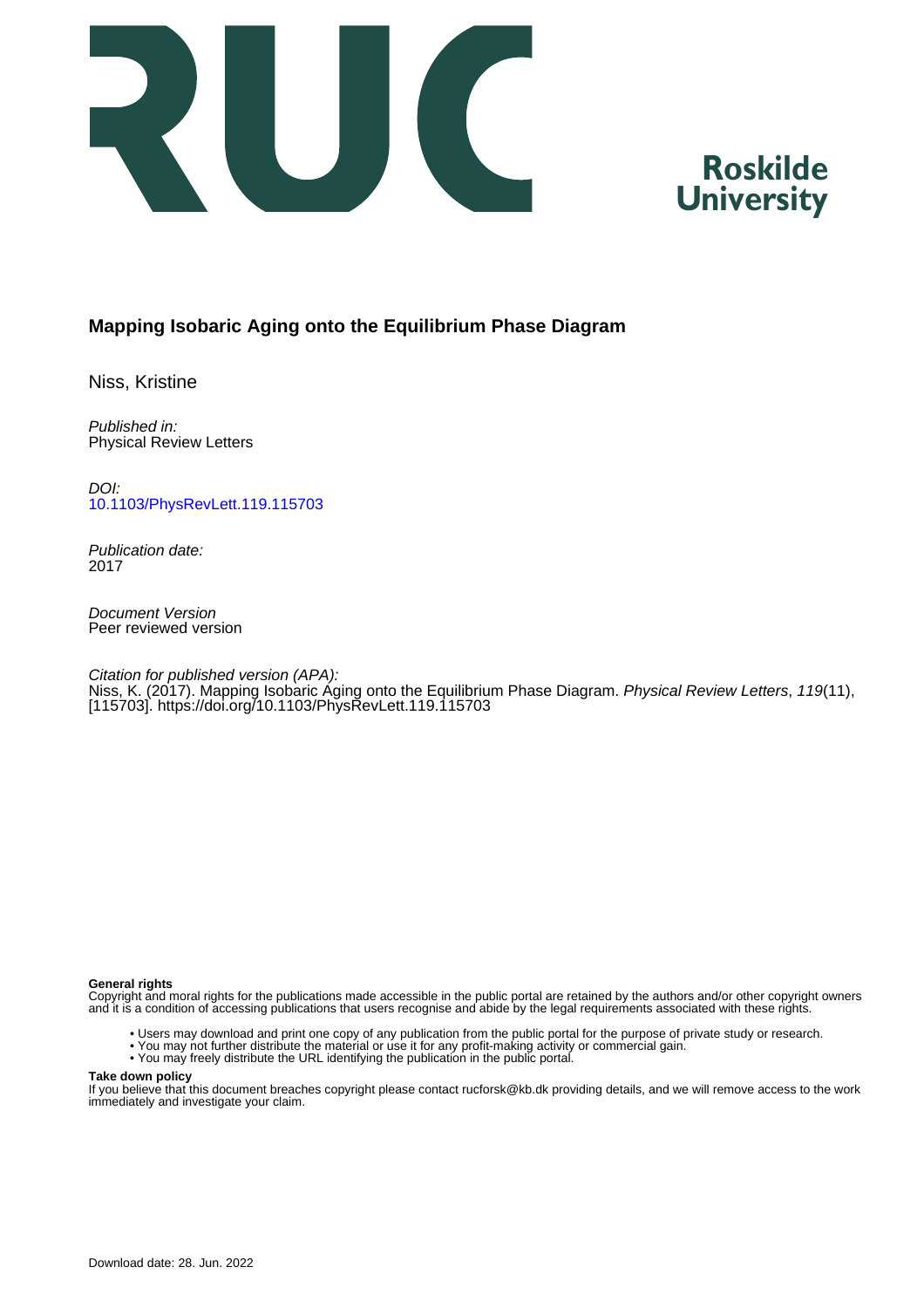# Mapping Isobaric Aging onto the Equilibrium Phase Diagram

Niss, Kristine

*Published in:*
Physical Review Letters

*DOI:*
[10.1103/PhysRevLett.119.115703](https://doi.org/10.1103/PhysRevLett.119.115703)

*Publication date:*
2017

*Document Version*
Peer reviewed version

*Citation for published version (APA):*
Niss, K. (2017). Mapping Isobaric Aging onto the Equilibrium Phase Diagram. *Physical Review Letters*, *119*(11), [115703]. https://doi.org/10.1103/PhysRevLett.119.115703

**General rights**
Copyright and moral rights for the publications made accessible in the public portal are retained by the authors and/or other copyright owners and it is a condition of accessing publications that users recognise and abide by the legal requirements associated with these rights.

- Users may download and print one copy of any publication from the public portal for the purpose of private study or research.
- You may not further distribute the material or use it for any profit-making activity or commercial gain.
- You may freely distribute the URL identifying the publication in the public portal.

**Take down policy**
If you believe that this document breaches copyright please contact rucforsk@kb.dk providing details, and we will remove access to the work immediately and investigate your claim.

Download date: 28. Jun. 2022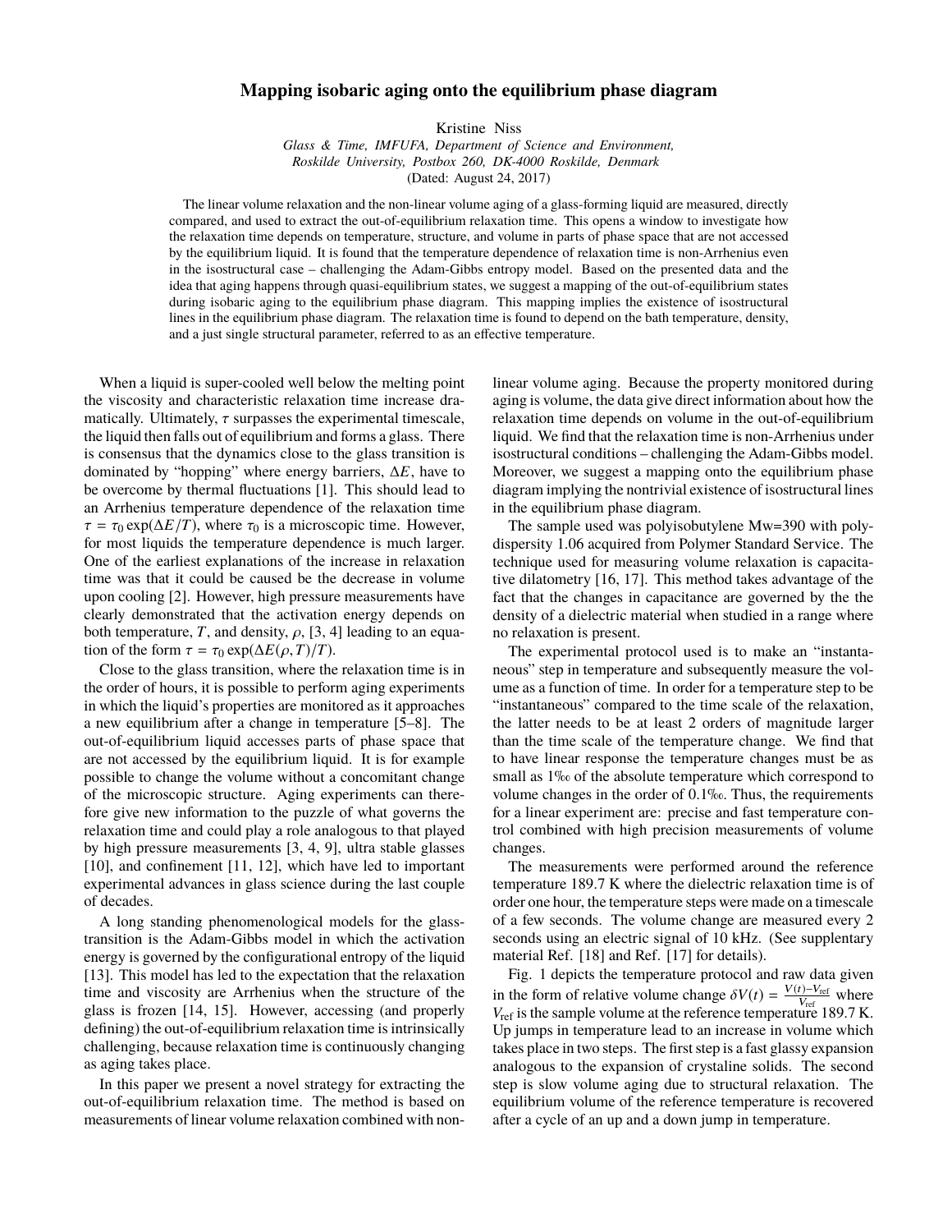# Mapping isobaric aging onto the equilibrium phase diagram

Kristine Niss

*Glass & Time, IMFUFA, Department of Science and Environment, Roskilde University, Postbox 260, DK-4000 Roskilde, Denmark*

(Dated: August 24, 2017)

The linear volume relaxation and the non-linear volume aging of a glass-forming liquid are measured, directly compared, and used to extract the out-of-equilibrium relaxation time. This opens a window to investigate how the relaxation time depends on temperature, structure, and volume in parts of phase space that are not accessed by the equilibrium liquid. It is found that the temperature dependence of relaxation time is non-Arrhenius even in the isostructural case – challenging the Adam-Gibbs entropy model. Based on the presented data and the idea that aging happens through quasi-equilibrium states, we suggest a mapping of the out-of-equilibrium states during isobaric aging to the equilibrium phase diagram. This mapping implies the existence of isostructural lines in the equilibrium phase diagram. The relaxation time is found to depend on the bath temperature, density, and a just single structural parameter, referred to as an effective temperature.

When a liquid is super-cooled well below the melting point the viscosity and characteristic relaxation time increase dramatically. Ultimately, $\tau$ surpasses the experimental timescale, the liquid then falls out of equilibrium and forms a glass. There is consensus that the dynamics close to the glass transition is dominated by "hopping" where energy barriers, $\Delta E$, have to be overcome by thermal fluctuations [1]. This should lead to an Arrhenius temperature dependence of the relaxation time $\tau = \tau_0 \exp(\Delta E/T)$, where $\tau_0$ is a microscopic time. However, for most liquids the temperature dependence is much larger. One of the earliest explanations of the increase in relaxation time was that it could be caused be the decrease in volume upon cooling [2]. However, high pressure measurements have clearly demonstrated that the activation energy depends on both temperature, $T$, and density, $\rho$, [3, 4] leading to an equation of the form $\tau = \tau_0 \exp(\Delta E(\rho, T)/T)$.

Close to the glass transition, where the relaxation time is in the order of hours, it is possible to perform aging experiments in which the liquid's properties are monitored as it approaches a new equilibrium after a change in temperature [5–8]. The out-of-equilibrium liquid accesses parts of phase space that are not accessed by the equilibrium liquid. It is for example possible to change the volume without a concomitant change of the microscopic structure. Aging experiments can therefore give new information to the puzzle of what governs the relaxation time and could play a role analogous to that played by high pressure measurements [3, 4, 9], ultra stable glasses [10], and confinement [11, 12], which have led to important experimental advances in glass science during the last couple of decades.

A long standing phenomenological models for the glass-transition is the Adam-Gibbs model in which the activation energy is governed by the configurational entropy of the liquid [13]. This model has led to the expectation that the relaxation time and viscosity are Arrhenius when the structure of the glass is frozen [14, 15]. However, accessing (and properly defining) the out-of-equilibrium relaxation time is intrinsically challenging, because relaxation time is continuously changing as aging takes place.

In this paper we present a novel strategy for extracting the out-of-equilibrium relaxation time. The method is based on measurements of linear volume relaxation combined with non-linear volume aging. Because the property monitored during aging is volume, the data give direct information about how the relaxation time depends on volume in the out-of-equilibrium liquid. We find that the relaxation time is non-Arrhenius under isostructural conditions – challenging the Adam-Gibbs model. Moreover, we suggest a mapping onto the equilibrium phase diagram implying the nontrivial existence of isostructural lines in the equilibrium phase diagram.

The sample used was polyisobutylene Mw=390 with polydispersity 1.06 acquired from Polymer Standard Service. The technique used for measuring volume relaxation is capacitative dilatometry [16, 17]. This method takes advantage of the fact that the changes in capacitance are governed by the the density of a dielectric material when studied in a range where no relaxation is present.

The experimental protocol used is to make an "instantaneous" step in temperature and subsequently measure the volume as a function of time. In order for a temperature step to be "instantaneous" compared to the time scale of the relaxation, the latter needs to be at least 2 orders of magnitude larger than the time scale of the temperature change. We find that to have linear response the temperature changes must be as small as 1‰ of the absolute temperature which correspond to volume changes in the order of 0.1‰. Thus, the requirements for a linear experiment are: precise and fast temperature control combined with high precision measurements of volume changes.

The measurements were performed around the reference temperature 189.7 K where the dielectric relaxation time is of order one hour, the temperature steps were made on a timescale of a few seconds. The volume change are measured every 2 seconds using an electric signal of 10 kHz. (See supplentary material Ref. [18] and Ref. [17] for details).

Fig. 1 depicts the temperature protocol and raw data given in the form of relative volume change $\delta V(t) = \frac{V(t)-V_{\text{ref}}}{V_{\text{ref}}}$ where $V_{\text{ref}}$ is the sample volume at the reference temperature 189.7 K. Up jumps in temperature lead to an increase in volume which takes place in two steps. The first step is a fast glassy expansion analogous to the expansion of crystaline solids. The second step is slow volume aging due to structural relaxation. The equilibrium volume of the reference temperature is recovered after a cycle of an up and a down jump in temperature.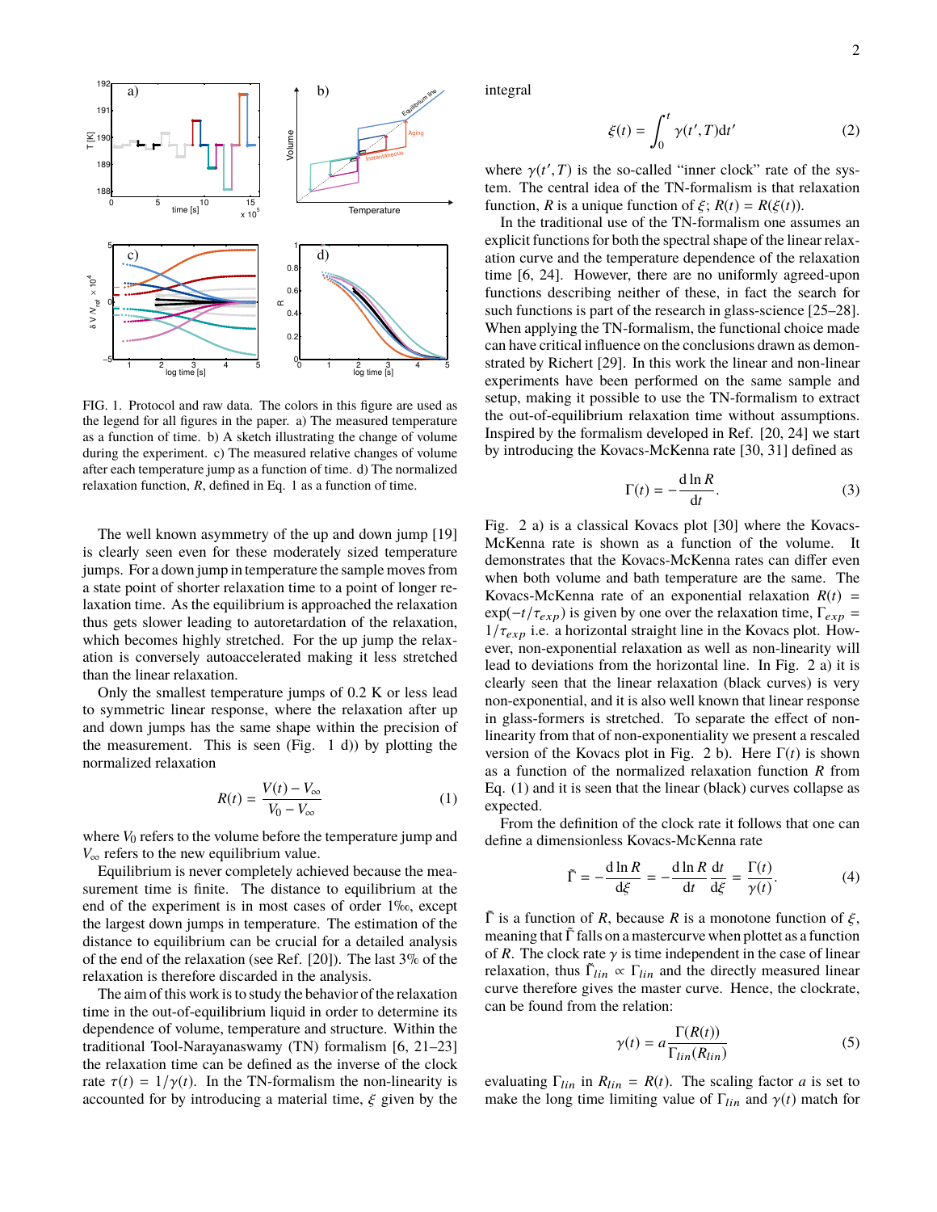FIG. 1. Protocol and raw data. The colors in this figure are used as the legend for all figures in the paper. a) The measured temperature as a function of time. b) A sketch illustrating the change of volume during the experiment. c) The measured relative changes of volume after each temperature jump as a function of time. d) The normalized relaxation function, $R$, defined in Eq. 1 as a function of time.

The well known asymmetry of the up and down jump [19] is clearly seen even for these moderately sized temperature jumps. For a down jump in temperature the sample moves from a state point of shorter relaxation time to a point of longer relaxation time. As the equilibrium is approached the relaxation thus gets slower leading to autoretardation of the relaxation, which becomes highly stretched. For the up jump the relaxation is conversely autoaccelerated making it less stretched than the linear relaxation.

Only the smallest temperature jumps of 0.2 K or less lead to symmetric linear response, where the relaxation after up and down jumps has the same shape within the precision of the measurement. This is seen (Fig. 1 d)) by plotting the normalized relaxation

$$R(t) = \frac{V(t) - V_\infty}{V_0 - V_\infty} \tag{1}$$

where $V_0$ refers to the volume before the temperature jump and $V_\infty$ refers to the new equilibrium value.

Equilibrium is never completely achieved because the measurement time is finite. The distance to equilibrium at the end of the experiment is in most cases of order 1‰, except the largest down jumps in temperature. The estimation of the distance to equilibrium can be crucial for a detailed analysis of the end of the relaxation (see Ref. [20]). The last 3% of the relaxation is therefore discarded in the analysis.

The aim of this work is to study the behavior of the relaxation time in the out-of-equilibrium liquid in order to determine its dependence of volume, temperature and structure. Within the traditional Tool-Narayanaswamy (TN) formalism [6, 21–23] the relaxation time can be defined as the inverse of the clock rate $\tau(t) = 1/\gamma(t)$. In the TN-formalism the non-linearity is accounted for by introducing a material time, $\xi$ given by the integral

$$\xi(t) = \int_0^t \gamma(t', T)\mathrm{d}t' \tag{2}$$

where $\gamma(t', T)$ is the so-called "inner clock" rate of the system. The central idea of the TN-formalism is that relaxation function, $R$ is a unique function of $\xi$; $R(t) = R(\xi(t))$.

In the traditional use of the TN-formalism one assumes an explicit functions for both the spectral shape of the linear relaxation curve and the temperature dependence of the relaxation time [6, 24]. However, there are no uniformly agreed-upon functions describing neither of these, in fact the search for such functions is part of the research in glass-science [25–28]. When applying the TN-formalism, the functional choice made can have central influence on the conclusions drawn as demonstrated by Richert [29]. In this work the linear and non-linear experiments have been performed on the same sample and setup, making it possible to use the TN-formalism to extract the out-of-equilibrium relaxation time without assumptions. Inspired by the formalism developed in Ref. [20, 24] we start by introducing the Kovacs-McKenna rate [30, 31] defined as

$$\Gamma(t) = -\frac{\mathrm{d}\ln R}{\mathrm{d}t}. \tag{3}$$

Fig. 2 a) is a classical Kovacs plot [30] where the Kovacs-McKenna rate is shown as a function of the volume. It demonstrates that the Kovacs-McKenna rates can differ even when both volume and bath temperature are the same. The Kovacs-McKenna rate of an exponential relaxation $R(t) = \exp(-t/\tau_{exp})$ is given by one over the relaxation time, $\Gamma_{exp} = 1/\tau_{exp}$ i.e. a horizontal straight line in the Kovacs plot. However, non-exponential relaxation as well as non-linearity will lead to deviations from the horizontal line. In Fig. 2 a) it is clearly seen that the linear relaxation (black curves) is very non-exponential, and it is also well known that linear response in glass-formers is stretched. To separate the effect of non-linearity from that of non-exponentiality we present a rescaled version of the Kovacs plot in Fig. 2 b). Here $\Gamma(t)$ is shown as a function of the normalized relaxation function $R$ from Eq. (1) and it is seen that the linear (black) curves collapse as expected.

From the definition of the clock rate it follows that one can define a dimensionless Kovacs-McKenna rate

$$\tilde{\Gamma} = -\frac{\mathrm{d}\ln R}{\mathrm{d}\xi} = -\frac{\mathrm{d}\ln R}{\mathrm{d}t}\frac{\mathrm{d}t}{\mathrm{d}\xi} = \frac{\Gamma(t)}{\gamma(t)}. \tag{4}$$

$\tilde{\Gamma}$ is a function of $R$, because $R$ is a monotone function of $\xi$, meaning that $\tilde{\Gamma}$ falls on a mastercurve when plottet as a function of $R$. The clock rate $\gamma$ is time independent in the case of linear relaxation, thus $\tilde{\Gamma}_{lin} \propto \Gamma_{lin}$ and the directly measured linear curve therefore gives the master curve. Hence, the clockrate, can be found from the relation:

$$\gamma(t) = a\frac{\Gamma(R(t))}{\Gamma_{lin}(R_{lin})} \tag{5}$$

evaluating $\Gamma_{lin}$ in $R_{lin} = R(t)$. The scaling factor $a$ is set to make the long time limiting value of $\Gamma_{lin}$ and $\gamma(t)$ match for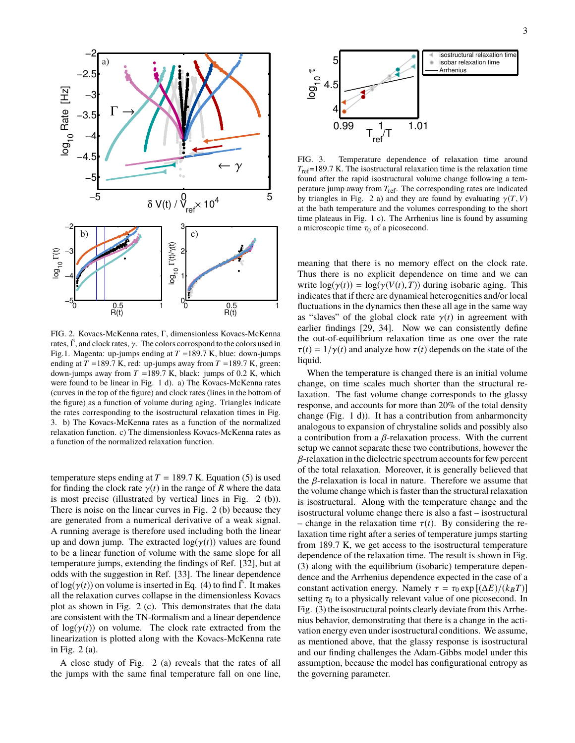FIG. 2. Kovacs-McKenna rates, $\Gamma$, dimensionless Kovacs-McKenna rates, $\tilde{\Gamma}$, and clock rates, $\gamma$. The colors corrospond to the colors used in Fig.1. Magenta: up-jumps ending at $T$ =189.7 K, blue: down-jumps ending at $T$ =189.7 K, red: up-jumps away from $T$ =189.7 K, green: down-jumps away from $T$ =189.7 K, black: jumps of 0.2 K, which were found to be linear in Fig. 1 d). a) The Kovacs-McKenna rates (curves in the top of the figure) and clock rates (lines in the bottom of the figure) as a function of volume during aging. Triangles indicate the rates corresponding to the isostructural relaxation times in Fig. 3. b) The Kovacs-McKenna rates as a function of the normalized relaxation function. c) The dimensionless Kovacs-McKenna rates as a function of the normalized relaxation function.

temperature steps ending at $T$ = 189.7 K. Equation (5) is used for finding the clock rate $\gamma(t)$ in the range of $R$ where the data is most precise (illustrated by vertical lines in Fig. 2 (b)). There is noise on the linear curves in Fig. 2 (b) because they are generated from a numerical derivative of a weak signal. A running average is therefore used including both the linear up and down jump. The extracted $\log(\gamma(t))$ values are found to be a linear function of volume with the same slope for all temperature jumps, extending the findings of Ref. [32], but at odds with the suggestion in Ref. [33]. The linear dependence of $\log(\gamma(t))$ on volume is inserted in Eq. (4) to find $\tilde{\Gamma}$. It makes all the relaxation curves collapse in the dimensionless Kovacs plot as shown in Fig. 2 (c). This demonstrates that the data are consistent with the TN-formalism and a linear dependence of $\log(\gamma(t))$ on volume. The clock rate extracted from the linearization is plotted along with the Kovacs-McKenna rate in Fig. 2 (a).

A close study of Fig. 2 (a) reveals that the rates of all the jumps with the same final temperature fall on one line, meaning that there is no memory effect on the clock rate. Thus there is no explicit dependence on time and we can write $\log(\gamma(t)) = \log(\gamma(V(t), T))$ during isobaric aging. This indicates that if there are dynamical heterogenities and/or local fluctuations in the dynamics then these all age in the same way as "slaves" of the global clock rate $\gamma(t)$ in agreement with earlier findings [29, 34]. Now we can consistently define the out-of-equilibrium relaxation time as one over the rate $\tau(t) = 1/\gamma(t)$ and analyze how $\tau(t)$ depends on the state of the liquid.

FIG. 3. Temperature dependence of relaxation time around $T_{\rm ref}$=189.7 K. The isostructural relaxation time is the relaxation time found after the rapid isostructural volume change following a temperature jump away from $T_{\rm ref}$. The corresponding rates are indicated by triangles in Fig. 2 a) and they are found by evaluating $\gamma(T, V)$ at the bath temperature and the volumes corresponding to the short time plateaus in Fig. 1 c). The Arrhenius line is found by assuming a microscopic time $\tau_0$ of a picosecond.

When the temperature is changed there is an initial volume change, on time scales much shorter than the structural relaxation. The fast volume change corresponds to the glassy response, and accounts for more than 20% of the total density change (Fig. 1 d)). It has a contribution from anharmoncity analogous to expansion of chrystaline solids and possibly also a contribution from a $\beta$-relaxation process. With the current setup we cannot separate these two contributions, however the $\beta$-relaxation in the dielectric spectrum accounts for few percent of the total relaxation. Moreover, it is generally believed that the $\beta$-relaxation is local in nature. Therefore we assume that the volume change which is faster than the structural relaxation is isostructural. Along with the temperature change and the isostructural volume change there is also a fast – isostructural – change in the relaxation time $\tau(t)$. By considering the relaxation time right after a series of temperature jumps starting from 189.7 K, we get access to the isostructural temperature dependence of the relaxation time. The result is shown in Fig. (3) along with the equilibrium (isobaric) temperature dependence and the Arrhenius dependence expected in the case of a constant activation energy. Namely $\tau = \tau_0 \exp\left[(\Delta E)/(k_B T)\right]$ setting $\tau_0$ to a physically relevant value of one picosecond. In Fig. (3) the isostructural points clearly deviate from this Arrhenius behavior, demonstrating that there is a change in the activation energy even under isostructural conditions. We assume, as mentioned above, that the glassy response is isostructural and our finding challenges the Adam-Gibbs model under this assumption, because the model has configurational entropy as the governing parameter.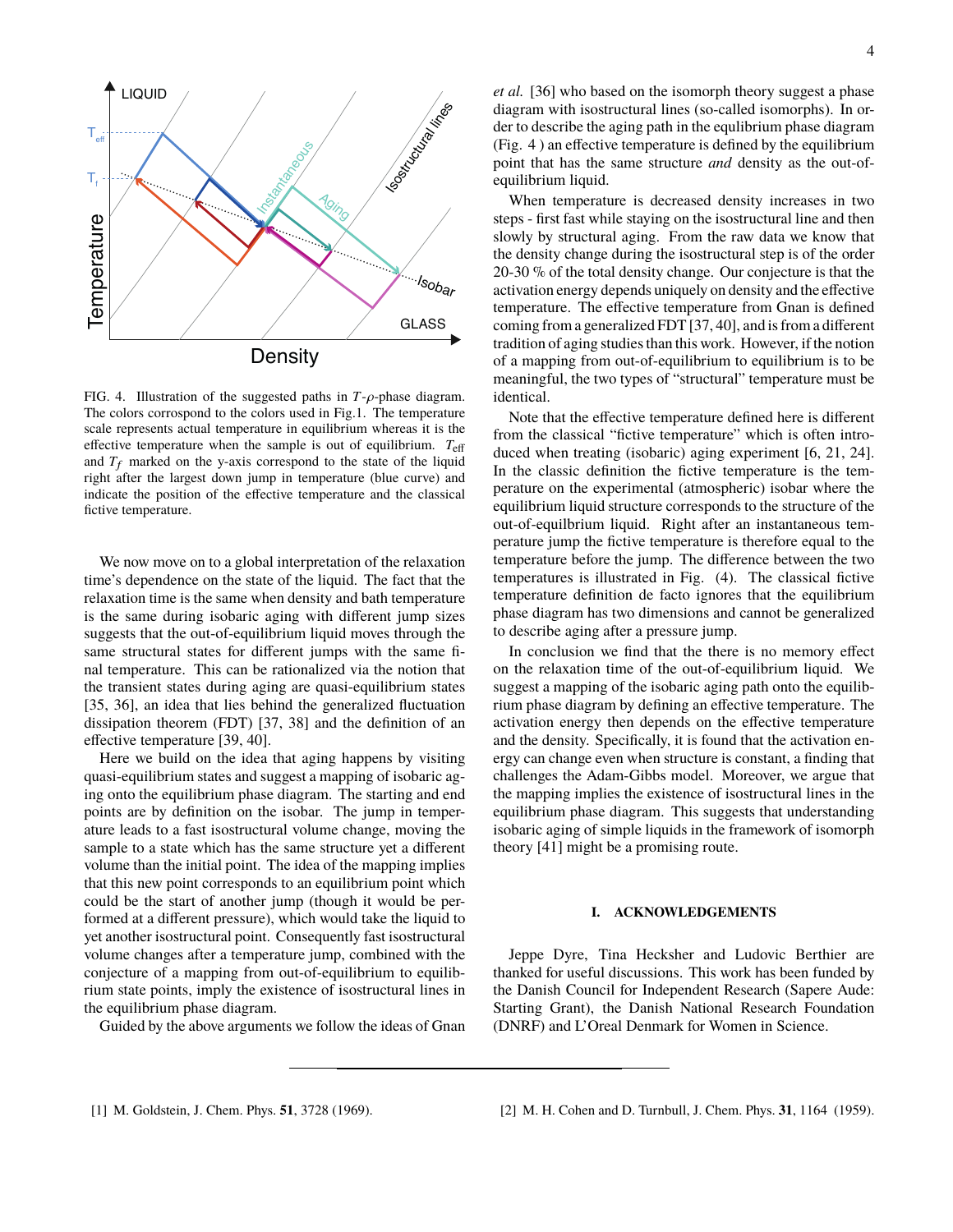FIG. 4. Illustration of the suggested paths in $T$-$\rho$-phase diagram. The colors corrospond to the colors used in Fig.1. The temperature scale represents actual temperature in equilibrium whereas it is the effective temperature when the sample is out of equilibrium. $T_{\rm eff}$ and $T_f$ marked on the y-axis correspond to the state of the liquid right after the largest down jump in temperature (blue curve) and indicate the position of the effective temperature and the classical fictive temperature.

We now move on to a global interpretation of the relaxation time's dependence on the state of the liquid. The fact that the relaxation time is the same when density and bath temperature is the same during isobaric aging with different jump sizes suggests that the out-of-equilibrium liquid moves through the same structural states for different jumps with the same final temperature. This can be rationalized via the notion that the transient states during aging are quasi-equilibrium states [35, 36], an idea that lies behind the generalized fluctuation dissipation theorem (FDT) [37, 38] and the definition of an effective temperature [39, 40].

Here we build on the idea that aging happens by visiting quasi-equilibrium states and suggest a mapping of isobaric aging onto the equilibrium phase diagram. The starting and end points are by definition on the isobar. The jump in temperature leads to a fast isostructural volume change, moving the sample to a state which has the same structure yet a different volume than the initial point. The idea of the mapping implies that this new point corresponds to an equilibrium point which could be the start of another jump (though it would be performed at a different pressure), which would take the liquid to yet another isostructural point. Consequently fast isostructural volume changes after a temperature jump, combined with the conjecture of a mapping from out-of-equilibrium to equilibrium state points, imply the existence of isostructural lines in the equilibrium phase diagram.

Guided by the above arguments we follow the ideas of Gnan *et al.* [36] who based on the isomorph theory suggest a phase diagram with isostructural lines (so-called isomorphs). In order to describe the aging path in the equlibrium phase diagram (Fig. 4 ) an effective temperature is defined by the equilibrium point that has the same structure *and* density as the out-of-equilibrium liquid.

When temperature is decreased density increases in two steps - first fast while staying on the isostructural line and then slowly by structural aging. From the raw data we know that the density change during the isostructural step is of the order 20-30 % of the total density change. Our conjecture is that the activation energy depends uniquely on density and the effective temperature. The effective temperature from Gnan is defined coming from a generalized FDT [37, 40], and is from a different tradition of aging studies than this work. However, if the notion of a mapping from out-of-equilibrium to equilibrium is to be meaningful, the two types of "structural" temperature must be identical.

Note that the effective temperature defined here is different from the classical "fictive temperature" which is often introduced when treating (isobaric) aging experiment [6, 21, 24]. In the classic definition the fictive temperature is the temperature on the experimental (atmospheric) isobar where the equilibrium liquid structure corresponds to the structure of the out-of-equilbrium liquid. Right after an instantaneous temperature jump the fictive temperature is therefore equal to the temperature before the jump. The difference between the two temperatures is illustrated in Fig. (4). The classical fictive temperature definition de facto ignores that the equilibrium phase diagram has two dimensions and cannot be generalized to describe aging after a pressure jump.

In conclusion we find that the there is no memory effect on the relaxation time of the out-of-equilibrium liquid. We suggest a mapping of the isobaric aging path onto the equilibrium phase diagram by defining an effective temperature. The activation energy then depends on the effective temperature and the density. Specifically, it is found that the activation energy can change even when structure is constant, a finding that challenges the Adam-Gibbs model. Moreover, we argue that the mapping implies the existence of isostructural lines in the equilibrium phase diagram. This suggests that understanding isobaric aging of simple liquids in the framework of isomorph theory [41] might be a promising route.

## I. ACKNOWLEDGEMENTS

Jeppe Dyre, Tina Hecksher and Ludovic Berthier are thanked for useful discussions. This work has been funded by the Danish Council for Independent Research (Sapere Aude: Starting Grant), the Danish National Research Foundation (DNRF) and L'Oreal Denmark for Women in Science.

---

[1] M. Goldstein, J. Chem. Phys. **51**, 3728 (1969).

[2] M. H. Cohen and D. Turnbull, J. Chem. Phys. **31**, 1164 (1959).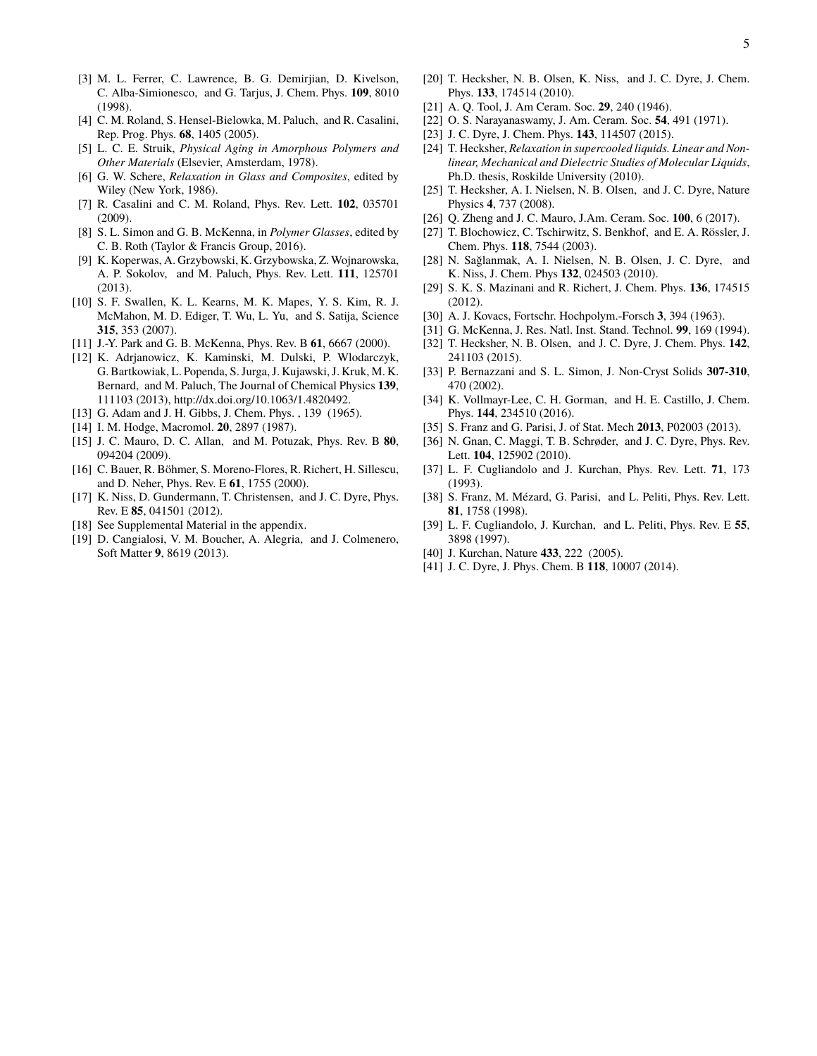[3] M. L. Ferrer, C. Lawrence, B. G. Demirjian, D. Kivelson, C. Alba-Simionesco, and G. Tarjus, J. Chem. Phys. **109**, 8010 (1998).

[4] C. M. Roland, S. Hensel-Bielowka, M. Paluch, and R. Casalini, Rep. Prog. Phys. **68**, 1405 (2005).

[5] L. C. E. Struik, *Physical Aging in Amorphous Polymers and Other Materials* (Elsevier, Amsterdam, 1978).

[6] G. W. Schere, *Relaxation in Glass and Composites*, edited by Wiley (New York, 1986).

[7] R. Casalini and C. M. Roland, Phys. Rev. Lett. **102**, 035701 (2009).

[8] S. L. Simon and G. B. McKenna, in *Polymer Glasses*, edited by C. B. Roth (Taylor & Francis Group, 2016).

[9] K. Koperwas, A. Grzybowski, K. Grzybowska, Z. Wojnarowska, A. P. Sokolov, and M. Paluch, Phys. Rev. Lett. **111**, 125701 (2013).

[10] S. F. Swallen, K. L. Kearns, M. K. Mapes, Y. S. Kim, R. J. McMahon, M. D. Ediger, T. Wu, L. Yu, and S. Satija, Science **315**, 353 (2007).

[11] J.-Y. Park and G. B. McKenna, Phys. Rev. B **61**, 6667 (2000).

[12] K. Adrjanowicz, K. Kaminski, M. Dulski, P. Wlodarczyk, G. Bartkowiak, L. Popenda, S. Jurga, J. Kujawski, J. Kruk, M. K. Bernard, and M. Paluch, The Journal of Chemical Physics **139**, 111103 (2013), http://dx.doi.org/10.1063/1.4820492.

[13] G. Adam and J. H. Gibbs, J. Chem. Phys. , 139 (1965).

[14] I. M. Hodge, Macromol. **20**, 2897 (1987).

[15] J. C. Mauro, D. C. Allan, and M. Potuzak, Phys. Rev. B **80**, 094204 (2009).

[16] C. Bauer, R. Böhmer, S. Moreno-Flores, R. Richert, H. Sillescu, and D. Neher, Phys. Rev. E **61**, 1755 (2000).

[17] K. Niss, D. Gundermann, T. Christensen, and J. C. Dyre, Phys. Rev. E **85**, 041501 (2012).

[18] See Supplemental Material in the appendix.

[19] D. Cangialosi, V. M. Boucher, A. Alegria, and J. Colmenero, Soft Matter **9**, 8619 (2013).

[20] T. Hecksher, N. B. Olsen, K. Niss, and J. C. Dyre, J. Chem. Phys. **133**, 174514 (2010).

[21] A. Q. Tool, J. Am Ceram. Soc. **29**, 240 (1946).

[22] O. S. Narayanaswamy, J. Am. Ceram. Soc. **54**, 491 (1971).

[23] J. C. Dyre, J. Chem. Phys. **143**, 114507 (2015).

[24] T. Hecksher, *Relaxation in supercooled liquids. Linear and Nonlinear, Mechanical and Dielectric Studies of Molecular Liquids*, Ph.D. thesis, Roskilde University (2010).

[25] T. Hecksher, A. I. Nielsen, N. B. Olsen, and J. C. Dyre, Nature Physics **4**, 737 (2008).

[26] Q. Zheng and J. C. Mauro, J.Am. Ceram. Soc. **100**, 6 (2017).

[27] T. Blochowicz, C. Tschirwitz, S. Benkhof, and E. A. Rössler, J. Chem. Phys. **118**, 7544 (2003).

[28] N. Sağlanmak, A. I. Nielsen, N. B. Olsen, J. C. Dyre, and K. Niss, J. Chem. Phys **132**, 024503 (2010).

[29] S. K. S. Mazinani and R. Richert, J. Chem. Phys. **136**, 174515 (2012).

[30] A. J. Kovacs, Fortschr. Hochpolym.-Forsch **3**, 394 (1963).

[31] G. McKenna, J. Res. Natl. Inst. Stand. Technol. **99**, 169 (1994).

[32] T. Hecksher, N. B. Olsen, and J. C. Dyre, J. Chem. Phys. **142**, 241103 (2015).

[33] P. Bernazzani and S. L. Simon, J. Non-Cryst Solids **307-310**, 470 (2002).

[34] K. Vollmayr-Lee, C. H. Gorman, and H. E. Castillo, J. Chem. Phys. **144**, 234510 (2016).

[35] S. Franz and G. Parisi, J. of Stat. Mech **2013**, P02003 (2013).

[36] N. Gnan, C. Maggi, T. B. Schrøder, and J. C. Dyre, Phys. Rev. Lett. **104**, 125902 (2010).

[37] L. F. Cugliandolo and J. Kurchan, Phys. Rev. Lett. **71**, 173 (1993).

[38] S. Franz, M. Mézard, G. Parisi, and L. Peliti, Phys. Rev. Lett. **81**, 1758 (1998).

[39] L. F. Cugliandolo, J. Kurchan, and L. Peliti, Phys. Rev. E **55**, 3898 (1997).

[40] J. Kurchan, Nature **433**, 222 (2005).

[41] J. C. Dyre, J. Phys. Chem. B **118**, 10007 (2014).